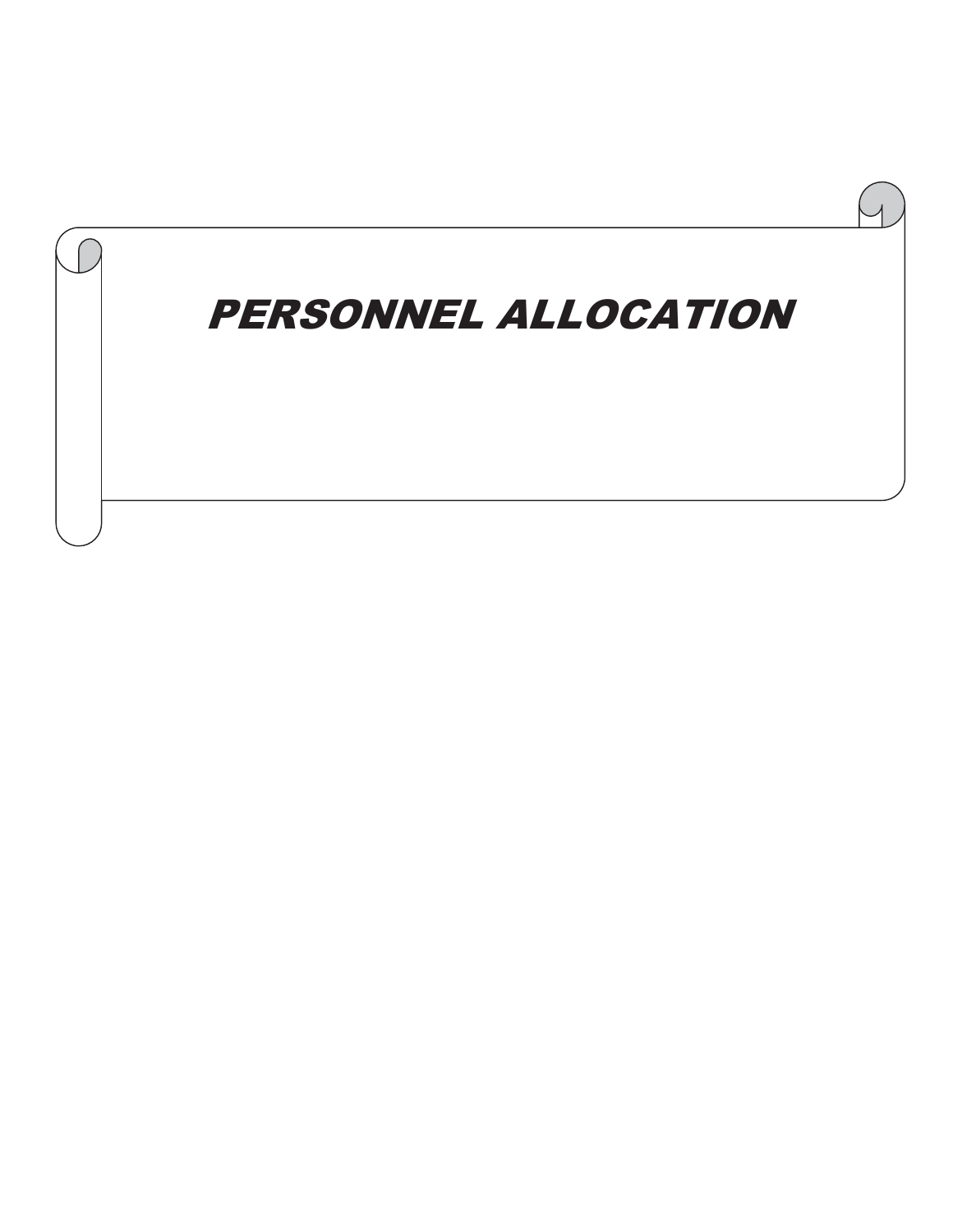# *PERSONNEL ALLOCATION*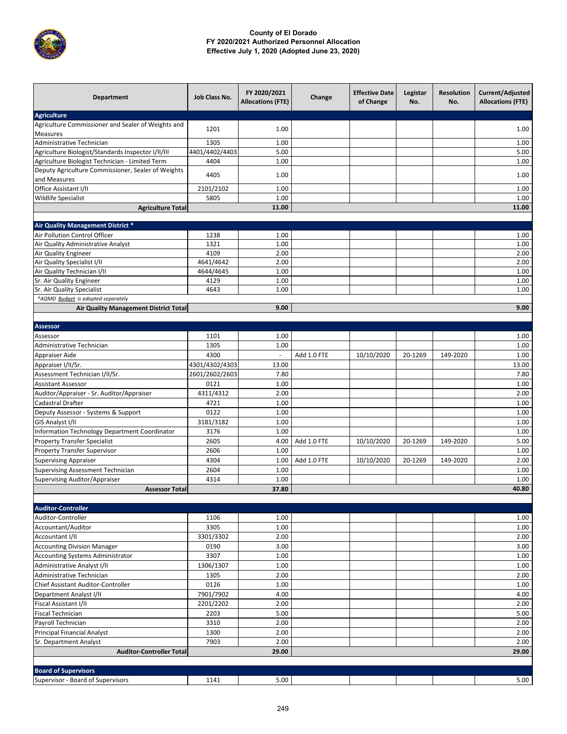**County of El Dorado**
**FY 2020/2021 Authorized Personnel Allocation**
**Effective July 1, 2020 (Adopted June 23, 2020)**

| Department | Job Class No. | FY 2020/2021 Allocations (FTE) | Change | Effective Date of Change | Legistar No. | Resolution No. | Current/Adjusted Allocations (FTE) |
|---|---|---|---|---|---|---|---|
| **Agriculture** | | | | | | | |
| Agriculture Commissioner and Sealer of Weights and Measures | 1201 | 1.00 | | | | | 1.00 |
| Administrative Technician | 1305 | 1.00 | | | | | 1.00 |
| Agriculture Biologist/Standards Inspector I/II/III | 4401/4402/4403 | 5.00 | | | | | 5.00 |
| Agriculture Biologist Technician - Limited Term | 4404 | 1.00 | | | | | 1.00 |
| Deputy Agriculture Commissioner, Sealer of Weights and Measures | 4405 | 1.00 | | | | | 1.00 |
| Office Assistant I/II | 2101/2102 | 1.00 | | | | | 1.00 |
| Wildlife Specialist | 5805 | 1.00 | | | | | 1.00 |
| **Agriculture Total** | | **11.00** | | | | | **11.00** |
| **Air Quality Management District *** | | | | | | | |
| Air Pollution Control Officer | 1238 | 1.00 | | | | | 1.00 |
| Air Quality Administrative Analyst | 1321 | 1.00 | | | | | 1.00 |
| Air Quality Engineer | 4109 | 2.00 | | | | | 2.00 |
| Air Quality Specialist I/II | 4641/4642 | 2.00 | | | | | 2.00 |
| Air Quality Technician I/II | 4644/4645 | 1.00 | | | | | 1.00 |
| Sr. Air Quality Engineer | 4129 | 1.00 | | | | | 1.00 |
| Sr. Air Quality Specialist | 4643 | 1.00 | | | | | 1.00 |
| *\*AQMD Budget is adopted separately* | | | | | | | |
| **Air Quality Management District Total** | | **9.00** | | | | | **9.00** |
| **Assessor** | | | | | | | |
| Assessor | 1101 | 1.00 | | | | | 1.00 |
| Administrative Technician | 1305 | 1.00 | | | | | 1.00 |
| Appraiser Aide | 4300 | - | Add 1.0 FTE | 10/10/2020 | 20-1269 | 149-2020 | 1.00 |
| Appraiser I/II/Sr. | 4301/4302/4303 | 13.00 | | | | | 13.00 |
| Assessment Technician I/II/Sr. | 2601/2602/2603 | 7.80 | | | | | 7.80 |
| Assistant Assessor | 0121 | 1.00 | | | | | 1.00 |
| Auditor/Appraiser - Sr. Auditor/Appraiser | 4311/4312 | 2.00 | | | | | 2.00 |
| Cadastral Drafter | 4721 | 1.00 | | | | | 1.00 |
| Deputy Assessor - Systems & Support | 0122 | 1.00 | | | | | 1.00 |
| GIS Analyst I/II | 3181/3182 | 1.00 | | | | | 1.00 |
| Information Technology Department Coordinator | 3176 | 1.00 | | | | | 1.00 |
| Property Transfer Specialist | 2605 | 4.00 | Add 1.0 FTE | 10/10/2020 | 20-1269 | 149-2020 | 5.00 |
| Property Transfer Supervisor | 2606 | 1.00 | | | | | 1.00 |
| Supervising Appraiser | 4304 | 1.00 | Add 1.0 FTE | 10/10/2020 | 20-1269 | 149-2020 | 2.00 |
| Supervising Assessment Technician | 2604 | 1.00 | | | | | 1.00 |
| Supervising Auditor/Appraiser | 4314 | 1.00 | | | | | 1.00 |
| **Assessor Total** | | **37.80** | | | | | **40.80** |
| **Auditor-Controller** | | | | | | | |
| Auditor-Controller | 1106 | 1.00 | | | | | 1.00 |
| Accountant/Auditor | 3305 | 1.00 | | | | | 1.00 |
| Accountant I/II | 3301/3302 | 2.00 | | | | | 2.00 |
| Accounting Division Manager | 0190 | 3.00 | | | | | 3.00 |
| Accounting Systems Administrator | 3307 | 1.00 | | | | | 1.00 |
| Administrative Analyst I/II | 1306/1307 | 1.00 | | | | | 1.00 |
| Administrative Technician | 1305 | 2.00 | | | | | 2.00 |
| Chief Assistant Auditor-Controller | 0126 | 1.00 | | | | | 1.00 |
| Department Analyst I/II | 7901/7902 | 4.00 | | | | | 4.00 |
| Fiscal Assistant I/II | 2201/2202 | 2.00 | | | | | 2.00 |
| Fiscal Technician | 2203 | 5.00 | | | | | 5.00 |
| Payroll Technician | 3310 | 2.00 | | | | | 2.00 |
| Principal Financial Analyst | 1300 | 2.00 | | | | | 2.00 |
| Sr. Department Analyst | 7903 | 2.00 | | | | | 2.00 |
| **Auditor-Controller Total** | | **29.00** | | | | | **29.00** |
| **Board of Supervisors** | | | | | | | |
| Supervisor - Board of Supervisors | 1141 | 5.00 | | | | | 5.00 |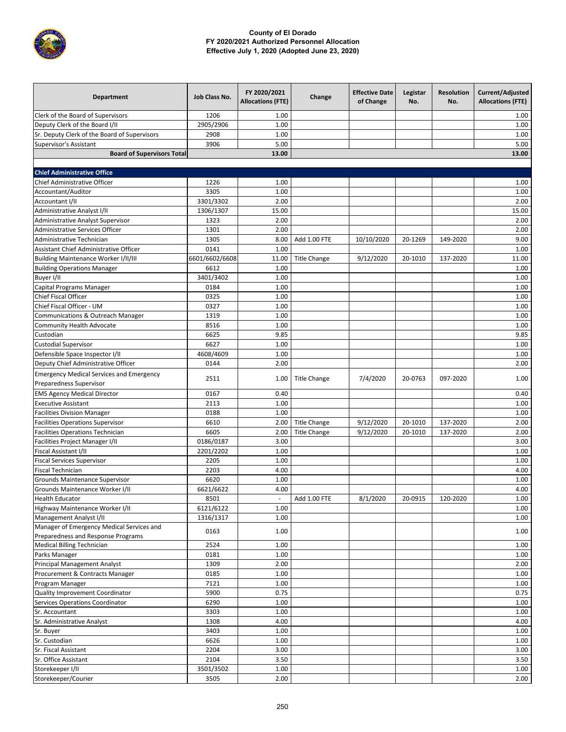# County of El Dorado
## FY 2020/2021 Authorized Personnel Allocation
### Effective July 1, 2020 (Adopted June 23, 2020)

| Department | Job Class No. | FY 2020/2021 Allocations (FTE) | Change | Effective Date of Change | Legistar No. | Resolution No. | Current/Adjusted Allocations (FTE) |
|---|---|---|---|---|---|---|---|
| Clerk of the Board of Supervisors | 1206 | 1.00 | | | | | 1.00 |
| Deputy Clerk of the Board I/II | 2905/2906 | 1.00 | | | | | 1.00 |
| Sr. Deputy Clerk of the Board of Supervisors | 2908 | 1.00 | | | | | 1.00 |
| Supervisor's Assistant | 3906 | 5.00 | | | | | 5.00 |
| **Board of Supervisors Total** | | **13.00** | | | | | **13.00** |
| | | | | | | | |
| **Chief Administrative Office** | | | | | | | |
| Chief Administrative Officer | 1226 | 1.00 | | | | | 1.00 |
| Accountant/Auditor | 3305 | 1.00 | | | | | 1.00 |
| Accountant I/II | 3301/3302 | 2.00 | | | | | 2.00 |
| Administrative Analyst I/II | 1306/1307 | 15.00 | | | | | 15.00 |
| Administrative Analyst Supervisor | 1323 | 2.00 | | | | | 2.00 |
| Administrative Services Officer | 1301 | 2.00 | | | | | 2.00 |
| Administrative Technician | 1305 | 8.00 | Add 1.00 FTE | 10/10/2020 | 20-1269 | 149-2020 | 9.00 |
| Assistant Chief Administrative Officer | 0141 | 1.00 | | | | | 1.00 |
| Building Maintenance Worker I/II/III | 6601/6602/6608 | 11.00 | Title Change | 9/12/2020 | 20-1010 | 137-2020 | 11.00 |
| Building Operations Manager | 6612 | 1.00 | | | | | 1.00 |
| Buyer I/II | 3401/3402 | 1.00 | | | | | 1.00 |
| Capital Programs Manager | 0184 | 1.00 | | | | | 1.00 |
| Chief Fiscal Officer | 0325 | 1.00 | | | | | 1.00 |
| Chief Fiscal Officer - UM | 0327 | 1.00 | | | | | 1.00 |
| Communications & Outreach Manager | 1319 | 1.00 | | | | | 1.00 |
| Community Health Advocate | 8516 | 1.00 | | | | | 1.00 |
| Custodian | 6625 | 9.85 | | | | | 9.85 |
| Custodial Supervisor | 6627 | 1.00 | | | | | 1.00 |
| Defensible Space Inspector I/II | 4608/4609 | 1.00 | | | | | 1.00 |
| Deputy Chief Administrative Officer | 0144 | 2.00 | | | | | 2.00 |
| Emergency Medical Services and Emergency Preparedness Supervisor | 2511 | 1.00 | Title Change | 7/4/2020 | 20-0763 | 097-2020 | 1.00 |
| EMS Agency Medical Director | 0167 | 0.40 | | | | | 0.40 |
| Executive Assistant | 2113 | 1.00 | | | | | 1.00 |
| Facilities Division Manager | 0188 | 1.00 | | | | | 1.00 |
| Facilities Operations Supervisor | 6610 | 2.00 | Title Change | 9/12/2020 | 20-1010 | 137-2020 | 2.00 |
| Facilities Operations Technician | 6605 | 2.00 | Title Change | 9/12/2020 | 20-1010 | 137-2020 | 2.00 |
| Facilities Project Manager I/II | 0186/0187 | 3.00 | | | | | 3.00 |
| Fiscal Assistant I/II | 2201/2202 | 1.00 | | | | | 1.00 |
| Fiscal Services Supervisor | 2205 | 1.00 | | | | | 1.00 |
| Fiscal Technician | 2203 | 4.00 | | | | | 4.00 |
| Grounds Maintenance Supervisor | 6620 | 1.00 | | | | | 1.00 |
| Grounds Maintenance Worker I/II | 6621/6622 | 4.00 | | | | | 4.00 |
| Health Educator | 8501 | - | Add 1.00 FTE | 8/1/2020 | 20-0915 | 120-2020 | 1.00 |
| Highway Maintenance Worker I/II | 6121/6122 | 1.00 | | | | | 1.00 |
| Management Analyst I/II | 1316/1317 | 1.00 | | | | | 1.00 |
| Manager of Emergency Medical Services and Preparedness and Response Programs | 0163 | 1.00 | | | | | 1.00 |
| Medical Billing Technician | 2524 | 1.00 | | | | | 1.00 |
| Parks Manager | 0181 | 1.00 | | | | | 1.00 |
| Principal Management Analyst | 1309 | 2.00 | | | | | 2.00 |
| Procurement & Contracts Manager | 0185 | 1.00 | | | | | 1.00 |
| Program Manager | 7121 | 1.00 | | | | | 1.00 |
| Quality Improvement Coordinator | 5900 | 0.75 | | | | | 0.75 |
| Services Operations Coordinator | 6290 | 1.00 | | | | | 1.00 |
| Sr. Accountant | 3303 | 1.00 | | | | | 1.00 |
| Sr. Administrative Analyst | 1308 | 4.00 | | | | | 4.00 |
| Sr. Buyer | 3403 | 1.00 | | | | | 1.00 |
| Sr. Custodian | 6626 | 1.00 | | | | | 1.00 |
| Sr. Fiscal Assistant | 2204 | 3.00 | | | | | 3.00 |
| Sr. Office Assistant | 2104 | 3.50 | | | | | 3.50 |
| Storekeeper I/II | 3501/3502 | 1.00 | | | | | 1.00 |
| Storekeeper/Courier | 3505 | 2.00 | | | | | 2.00 |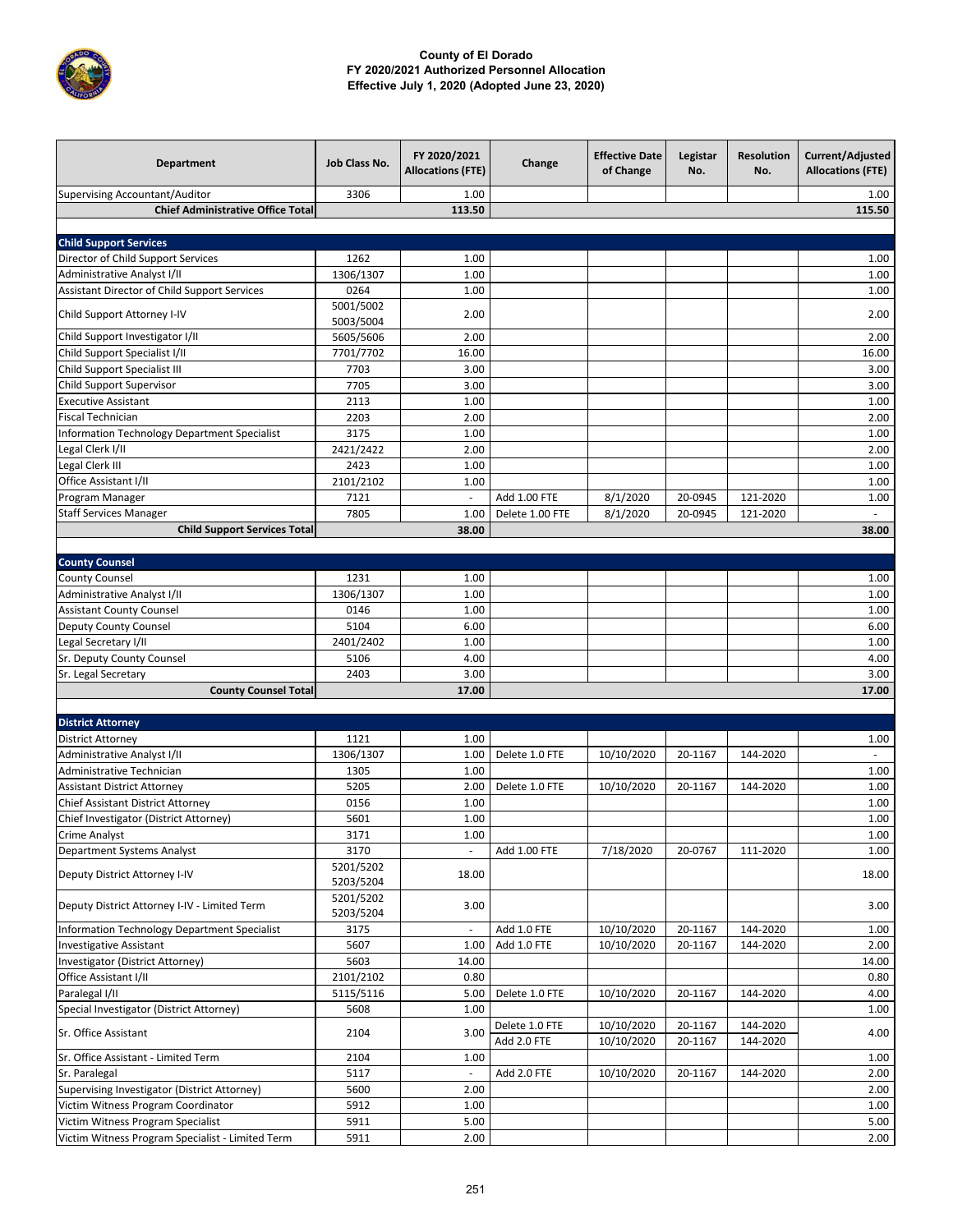**County of El Dorado**
**FY 2020/2021 Authorized Personnel Allocation**
**Effective July 1, 2020 (Adopted June 23, 2020)**

| Department | Job Class No. | FY 2020/2021 Allocations (FTE) | Change | Effective Date of Change | Legistar No. | Resolution No. | Current/Adjusted Allocations (FTE) |
|---|---|---|---|---|---|---|---|
| Supervising Accountant/Auditor | 3306 | 1.00 | | | | | 1.00 |
| **Chief Administrative Office Total** | | **113.50** | | | | | **115.50** |
| | | | | | | | |
| **Child Support Services** | | | | | | | |
| Director of Child Support Services | 1262 | 1.00 | | | | | 1.00 |
| Administrative Analyst I/II | 1306/1307 | 1.00 | | | | | 1.00 |
| Assistant Director of Child Support Services | 0264 | 1.00 | | | | | 1.00 |
| Child Support Attorney I-IV | 5001/5002 5003/5004 | 2.00 | | | | | 2.00 |
| Child Support Investigator I/II | 5605/5606 | 2.00 | | | | | 2.00 |
| Child Support Specialist I/II | 7701/7702 | 16.00 | | | | | 16.00 |
| Child Support Specialist III | 7703 | 3.00 | | | | | 3.00 |
| Child Support Supervisor | 7705 | 3.00 | | | | | 3.00 |
| Executive Assistant | 2113 | 1.00 | | | | | 1.00 |
| Fiscal Technician | 2203 | 2.00 | | | | | 2.00 |
| Information Technology Department Specialist | 3175 | 1.00 | | | | | 1.00 |
| Legal Clerk I/II | 2421/2422 | 2.00 | | | | | 2.00 |
| Legal Clerk III | 2423 | 1.00 | | | | | 1.00 |
| Office Assistant I/II | 2101/2102 | 1.00 | | | | | 1.00 |
| Program Manager | 7121 | - | Add 1.00 FTE | 8/1/2020 | 20-0945 | 121-2020 | 1.00 |
| Staff Services Manager | 7805 | 1.00 | Delete 1.00 FTE | 8/1/2020 | 20-0945 | 121-2020 | - |
| **Child Support Services Total** | | **38.00** | | | | | **38.00** |
| | | | | | | | |
| **County Counsel** | | | | | | | |
| County Counsel | 1231 | 1.00 | | | | | 1.00 |
| Administrative Analyst I/II | 1306/1307 | 1.00 | | | | | 1.00 |
| Assistant County Counsel | 0146 | 1.00 | | | | | 1.00 |
| Deputy County Counsel | 5104 | 6.00 | | | | | 6.00 |
| Legal Secretary I/II | 2401/2402 | 1.00 | | | | | 1.00 |
| Sr. Deputy County Counsel | 5106 | 4.00 | | | | | 4.00 |
| Sr. Legal Secretary | 2403 | 3.00 | | | | | 3.00 |
| **County Counsel Total** | | **17.00** | | | | | **17.00** |
| | | | | | | | |
| **District Attorney** | | | | | | | |
| District Attorney | 1121 | 1.00 | | | | | 1.00 |
| Administrative Analyst I/II | 1306/1307 | 1.00 | Delete 1.0 FTE | 10/10/2020 | 20-1167 | 144-2020 | - |
| Administrative Technician | 1305 | 1.00 | | | | | 1.00 |
| Assistant District Attorney | 5205 | 2.00 | Delete 1.0 FTE | 10/10/2020 | 20-1167 | 144-2020 | 1.00 |
| Chief Assistant District Attorney | 0156 | 1.00 | | | | | 1.00 |
| Chief Investigator (District Attorney) | 5601 | 1.00 | | | | | 1.00 |
| Crime Analyst | 3171 | 1.00 | | | | | 1.00 |
| Department Systems Analyst | 3170 | - | Add 1.00 FTE | 7/18/2020 | 20-0767 | 111-2020 | 1.00 |
| Deputy District Attorney I-IV | 5201/5202 5203/5204 | 18.00 | | | | | 18.00 |
| Deputy District Attorney I-IV - Limited Term | 5201/5202 5203/5204 | 3.00 | | | | | 3.00 |
| Information Technology Department Specialist | 3175 | - | Add 1.0 FTE | 10/10/2020 | 20-1167 | 144-2020 | 1.00 |
| Investigative Assistant | 5607 | 1.00 | Add 1.0 FTE | 10/10/2020 | 20-1167 | 144-2020 | 2.00 |
| Investigator (District Attorney) | 5603 | 14.00 | | | | | 14.00 |
| Office Assistant I/II | 2101/2102 | 0.80 | | | | | 0.80 |
| Paralegal I/II | 5115/5116 | 5.00 | Delete 1.0 FTE | 10/10/2020 | 20-1167 | 144-2020 | 4.00 |
| Special Investigator (District Attorney) | 5608 | 1.00 | | | | | 1.00 |
| Sr. Office Assistant | 2104 | 3.00 | Delete 1.0 FTE | 10/10/2020 | 20-1167 | 144-2020 | 4.00 |
| | | | Add 2.0 FTE | 10/10/2020 | 20-1167 | 144-2020 | |
| Sr. Office Assistant - Limited Term | 2104 | 1.00 | | | | | 1.00 |
| Sr. Paralegal | 5117 | - | Add 2.0 FTE | 10/10/2020 | 20-1167 | 144-2020 | 2.00 |
| Supervising Investigator (District Attorney) | 5600 | 2.00 | | | | | 2.00 |
| Victim Witness Program Coordinator | 5912 | 1.00 | | | | | 1.00 |
| Victim Witness Program Specialist | 5911 | 5.00 | | | | | 5.00 |
| Victim Witness Program Specialist - Limited Term | 5911 | 2.00 | | | | | 2.00 |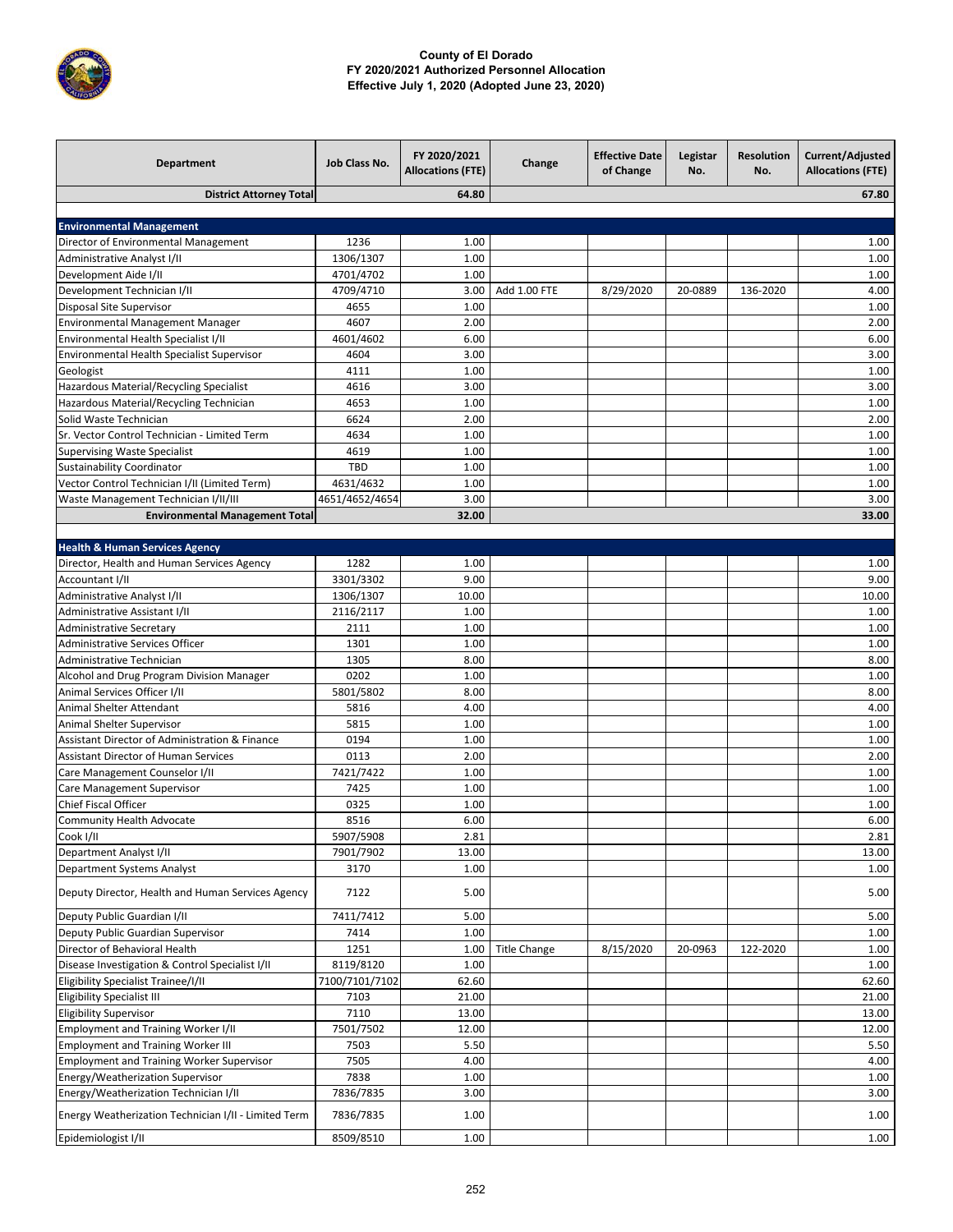**County of El Dorado**
**FY 2020/2021 Authorized Personnel Allocation**
**Effective July 1, 2020 (Adopted June 23, 2020)**

| Department | Job Class No. | FY 2020/2021 Allocations (FTE) | Change | Effective Date of Change | Legistar No. | Resolution No. | Current/Adjusted Allocations (FTE) |
|---|---|---|---|---|---|---|---|
| **District Attorney Total** | | **64.80** | | | | | **67.80** |
| | | | | | | | |
| **Environmental Management** | | | | | | | |
| Director of Environmental Management | 1236 | 1.00 | | | | | 1.00 |
| Administrative Analyst I/II | 1306/1307 | 1.00 | | | | | 1.00 |
| Development Aide I/II | 4701/4702 | 1.00 | | | | | 1.00 |
| Development Technician I/II | 4709/4710 | 3.00 | Add 1.00 FTE | 8/29/2020 | 20-0889 | 136-2020 | 4.00 |
| Disposal Site Supervisor | 4655 | 1.00 | | | | | 1.00 |
| Environmental Management Manager | 4607 | 2.00 | | | | | 2.00 |
| Environmental Health Specialist I/II | 4601/4602 | 6.00 | | | | | 6.00 |
| Environmental Health Specialist Supervisor | 4604 | 3.00 | | | | | 3.00 |
| Geologist | 4111 | 1.00 | | | | | 1.00 |
| Hazardous Material/Recycling Specialist | 4616 | 3.00 | | | | | 3.00 |
| Hazardous Material/Recycling Technician | 4653 | 1.00 | | | | | 1.00 |
| Solid Waste Technician | 6624 | 2.00 | | | | | 2.00 |
| Sr. Vector Control Technician - Limited Term | 4634 | 1.00 | | | | | 1.00 |
| Supervising Waste Specialist | 4619 | 1.00 | | | | | 1.00 |
| Sustainability Coordinator | TBD | 1.00 | | | | | 1.00 |
| Vector Control Technician I/II (Limited Term) | 4631/4632 | 1.00 | | | | | 1.00 |
| Waste Management Technician I/II/III | 4651/4652/4654 | 3.00 | | | | | 3.00 |
| **Environmental Management Total** | | **32.00** | | | | | **33.00** |
| | | | | | | | |
| **Health & Human Services Agency** | | | | | | | |
| Director, Health and Human Services Agency | 1282 | 1.00 | | | | | 1.00 |
| Accountant I/II | 3301/3302 | 9.00 | | | | | 9.00 |
| Administrative Analyst I/II | 1306/1307 | 10.00 | | | | | 10.00 |
| Administrative Assistant I/II | 2116/2117 | 1.00 | | | | | 1.00 |
| Administrative Secretary | 2111 | 1.00 | | | | | 1.00 |
| Administrative Services Officer | 1301 | 1.00 | | | | | 1.00 |
| Administrative Technician | 1305 | 8.00 | | | | | 8.00 |
| Alcohol and Drug Program Division Manager | 0202 | 1.00 | | | | | 1.00 |
| Animal Services Officer I/II | 5801/5802 | 8.00 | | | | | 8.00 |
| Animal Shelter Attendant | 5816 | 4.00 | | | | | 4.00 |
| Animal Shelter Supervisor | 5815 | 1.00 | | | | | 1.00 |
| Assistant Director of Administration & Finance | 0194 | 1.00 | | | | | 1.00 |
| Assistant Director of Human Services | 0113 | 2.00 | | | | | 2.00 |
| Care Management Counselor I/II | 7421/7422 | 1.00 | | | | | 1.00 |
| Care Management Supervisor | 7425 | 1.00 | | | | | 1.00 |
| Chief Fiscal Officer | 0325 | 1.00 | | | | | 1.00 |
| Community Health Advocate | 8516 | 6.00 | | | | | 6.00 |
| Cook I/II | 5907/5908 | 2.81 | | | | | 2.81 |
| Department Analyst I/II | 7901/7902 | 13.00 | | | | | 13.00 |
| Department Systems Analyst | 3170 | 1.00 | | | | | 1.00 |
| Deputy Director, Health and Human Services Agency | 7122 | 5.00 | | | | | 5.00 |
| Deputy Public Guardian I/II | 7411/7412 | 5.00 | | | | | 5.00 |
| Deputy Public Guardian Supervisor | 7414 | 1.00 | | | | | 1.00 |
| Director of Behavioral Health | 1251 | 1.00 | Title Change | 8/15/2020 | 20-0963 | 122-2020 | 1.00 |
| Disease Investigation & Control Specialist I/II | 8119/8120 | 1.00 | | | | | 1.00 |
| Eligibility Specialist Trainee/I/II | 7100/7101/7102 | 62.60 | | | | | 62.60 |
| Eligibility Specialist III | 7103 | 21.00 | | | | | 21.00 |
| Eligibility Supervisor | 7110 | 13.00 | | | | | 13.00 |
| Employment and Training Worker I/II | 7501/7502 | 12.00 | | | | | 12.00 |
| Employment and Training Worker III | 7503 | 5.50 | | | | | 5.50 |
| Employment and Training Worker Supervisor | 7505 | 4.00 | | | | | 4.00 |
| Energy/Weatherization Supervisor | 7838 | 1.00 | | | | | 1.00 |
| Energy/Weatherization Technician I/II | 7836/7835 | 3.00 | | | | | 3.00 |
| Energy Weatherization Technician I/II - Limited Term | 7836/7835 | 1.00 | | | | | 1.00 |
| Epidemiologist I/II | 8509/8510 | 1.00 | | | | | 1.00 |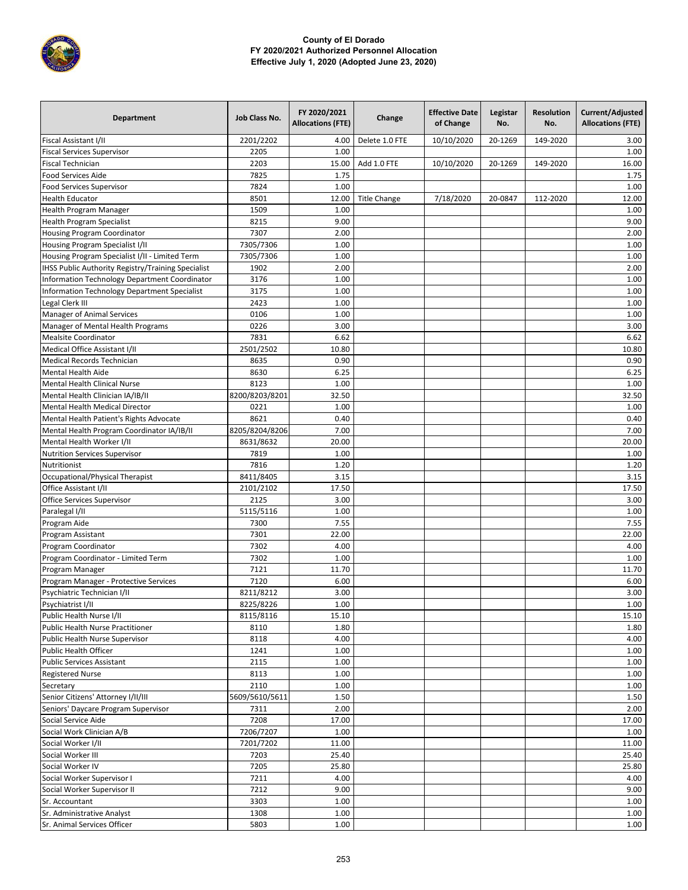**County of El Dorado**
**FY 2020/2021 Authorized Personnel Allocation**
**Effective July 1, 2020 (Adopted June 23, 2020)**

| Department | Job Class No. | FY 2020/2021 Allocations (FTE) | Change | Effective Date of Change | Legistar No. | Resolution No. | Current/Adjusted Allocations (FTE) |
|---|---|---|---|---|---|---|---|
| Fiscal Assistant I/II | 2201/2202 | 4.00 | Delete 1.0 FTE | 10/10/2020 | 20-1269 | 149-2020 | 3.00 |
| Fiscal Services Supervisor | 2205 | 1.00 | | | | | 1.00 |
| Fiscal Technician | 2203 | 15.00 | Add 1.0 FTE | 10/10/2020 | 20-1269 | 149-2020 | 16.00 |
| Food Services Aide | 7825 | 1.75 | | | | | 1.75 |
| Food Services Supervisor | 7824 | 1.00 | | | | | 1.00 |
| Health Educator | 8501 | 12.00 | Title Change | 7/18/2020 | 20-0847 | 112-2020 | 12.00 |
| Health Program Manager | 1509 | 1.00 | | | | | 1.00 |
| Health Program Specialist | 8215 | 9.00 | | | | | 9.00 |
| Housing Program Coordinator | 7307 | 2.00 | | | | | 2.00 |
| Housing Program Specialist I/II | 7305/7306 | 1.00 | | | | | 1.00 |
| Housing Program Specialist I/II - Limited Term | 7305/7306 | 1.00 | | | | | 1.00 |
| IHSS Public Authority Registry/Training Specialist | 1902 | 2.00 | | | | | 2.00 |
| Information Technology Department Coordinator | 3176 | 1.00 | | | | | 1.00 |
| Information Technology Department Specialist | 3175 | 1.00 | | | | | 1.00 |
| Legal Clerk III | 2423 | 1.00 | | | | | 1.00 |
| Manager of Animal Services | 0106 | 1.00 | | | | | 1.00 |
| Manager of Mental Health Programs | 0226 | 3.00 | | | | | 3.00 |
| Mealsite Coordinator | 7831 | 6.62 | | | | | 6.62 |
| Medical Office Assistant I/II | 2501/2502 | 10.80 | | | | | 10.80 |
| Medical Records Technician | 8635 | 0.90 | | | | | 0.90 |
| Mental Health Aide | 8630 | 6.25 | | | | | 6.25 |
| Mental Health Clinical Nurse | 8123 | 1.00 | | | | | 1.00 |
| Mental Health Clinician IA/IB/II | 8200/8203/8201 | 32.50 | | | | | 32.50 |
| Mental Health Medical Director | 0221 | 1.00 | | | | | 1.00 |
| Mental Health Patient's Rights Advocate | 8621 | 0.40 | | | | | 0.40 |
| Mental Health Program Coordinator IA/IB/II | 8205/8204/8206 | 7.00 | | | | | 7.00 |
| Mental Health Worker I/II | 8631/8632 | 20.00 | | | | | 20.00 |
| Nutrition Services Supervisor | 7819 | 1.00 | | | | | 1.00 |
| Nutritionist | 7816 | 1.20 | | | | | 1.20 |
| Occupational/Physical Therapist | 8411/8405 | 3.15 | | | | | 3.15 |
| Office Assistant I/II | 2101/2102 | 17.50 | | | | | 17.50 |
| Office Services Supervisor | 2125 | 3.00 | | | | | 3.00 |
| Paralegal I/II | 5115/5116 | 1.00 | | | | | 1.00 |
| Program Aide | 7300 | 7.55 | | | | | 7.55 |
| Program Assistant | 7301 | 22.00 | | | | | 22.00 |
| Program Coordinator | 7302 | 4.00 | | | | | 4.00 |
| Program Coordinator - Limited Term | 7302 | 1.00 | | | | | 1.00 |
| Program Manager | 7121 | 11.70 | | | | | 11.70 |
| Program Manager - Protective Services | 7120 | 6.00 | | | | | 6.00 |
| Psychiatric Technician I/II | 8211/8212 | 3.00 | | | | | 3.00 |
| Psychiatrist I/II | 8225/8226 | 1.00 | | | | | 1.00 |
| Public Health Nurse I/II | 8115/8116 | 15.10 | | | | | 15.10 |
| Public Health Nurse Practitioner | 8110 | 1.80 | | | | | 1.80 |
| Public Health Nurse Supervisor | 8118 | 4.00 | | | | | 4.00 |
| Public Health Officer | 1241 | 1.00 | | | | | 1.00 |
| Public Services Assistant | 2115 | 1.00 | | | | | 1.00 |
| Registered Nurse | 8113 | 1.00 | | | | | 1.00 |
| Secretary | 2110 | 1.00 | | | | | 1.00 |
| Senior Citizens' Attorney I/II/III | 5609/5610/5611 | 1.50 | | | | | 1.50 |
| Seniors' Daycare Program Supervisor | 7311 | 2.00 | | | | | 2.00 |
| Social Service Aide | 7208 | 17.00 | | | | | 17.00 |
| Social Work Clinician A/B | 7206/7207 | 1.00 | | | | | 1.00 |
| Social Worker I/II | 7201/7202 | 11.00 | | | | | 11.00 |
| Social Worker III | 7203 | 25.40 | | | | | 25.40 |
| Social Worker IV | 7205 | 25.80 | | | | | 25.80 |
| Social Worker Supervisor I | 7211 | 4.00 | | | | | 4.00 |
| Social Worker Supervisor II | 7212 | 9.00 | | | | | 9.00 |
| Sr. Accountant | 3303 | 1.00 | | | | | 1.00 |
| Sr. Administrative Analyst | 1308 | 1.00 | | | | | 1.00 |
| Sr. Animal Services Officer | 5803 | 1.00 | | | | | 1.00 |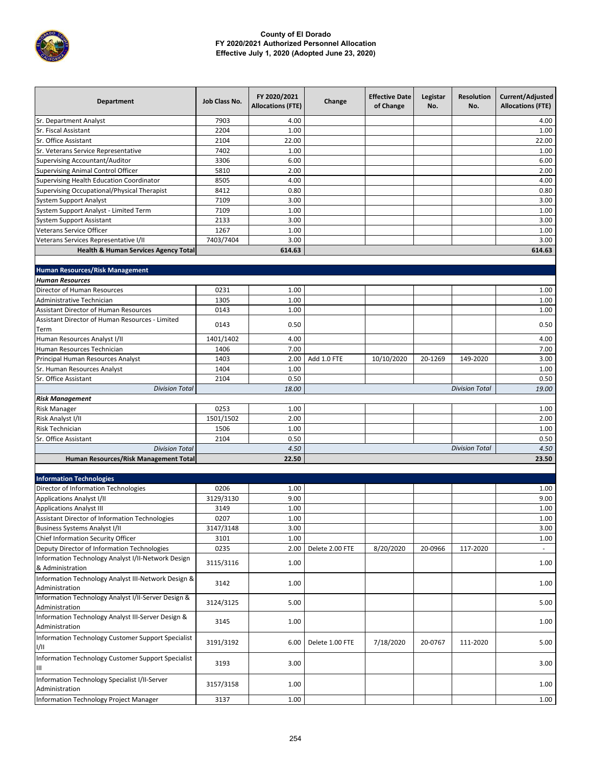**County of El Dorado**
**FY 2020/2021 Authorized Personnel Allocation**
**Effective July 1, 2020 (Adopted June 23, 2020)**

| Department | Job Class No. | FY 2020/2021 Allocations (FTE) | Change | Effective Date of Change | Legistar No. | Resolution No. | Current/Adjusted Allocations (FTE) |
|---|---|---|---|---|---|---|---|
| Sr. Department Analyst | 7903 | 4.00 | | | | | 4.00 |
| Sr. Fiscal Assistant | 2204 | 1.00 | | | | | 1.00 |
| Sr. Office Assistant | 2104 | 22.00 | | | | | 22.00 |
| Sr. Veterans Service Representative | 7402 | 1.00 | | | | | 1.00 |
| Supervising Accountant/Auditor | 3306 | 6.00 | | | | | 6.00 |
| Supervising Animal Control Officer | 5810 | 2.00 | | | | | 2.00 |
| Supervising Health Education Coordinator | 8505 | 4.00 | | | | | 4.00 |
| Supervising Occupational/Physical Therapist | 8412 | 0.80 | | | | | 0.80 |
| System Support Analyst | 7109 | 3.00 | | | | | 3.00 |
| System Support Analyst - Limited Term | 7109 | 1.00 | | | | | 1.00 |
| System Support Assistant | 2133 | 3.00 | | | | | 3.00 |
| Veterans Service Officer | 1267 | 1.00 | | | | | 1.00 |
| Veterans Services Representative I/II | 7403/7404 | 3.00 | | | | | 3.00 |
| **Health & Human Services Agency Total** | | **614.63** | | | | | **614.63** |
| | | | | | | | |
| **Human Resources/Risk Management** | | | | | | | |
| ***Human Resources*** | | | | | | | |
| Director of Human Resources | 0231 | 1.00 | | | | | 1.00 |
| Administrative Technician | 1305 | 1.00 | | | | | 1.00 |
| Assistant Director of Human Resources | 0143 | 1.00 | | | | | 1.00 |
| Assistant Director of Human Resources - Limited Term | 0143 | 0.50 | | | | | 0.50 |
| Human Resources Analyst I/II | 1401/1402 | 4.00 | | | | | 4.00 |
| Human Resources Technician | 1406 | 7.00 | | | | | 7.00 |
| Principal Human Resources Analyst | 1403 | 2.00 | Add 1.0 FTE | 10/10/2020 | 20-1269 | 149-2020 | 3.00 |
| Sr. Human Resources Analyst | 1404 | 1.00 | | | | | 1.00 |
| Sr. Office Assistant | 2104 | 0.50 | | | | | 0.50 |
| *Division Total* | | *18.00* | | | | *Division Total* | *19.00* |
| ***Risk Management*** | | | | | | | |
| Risk Manager | 0253 | 1.00 | | | | | 1.00 |
| Risk Analyst I/II | 1501/1502 | 2.00 | | | | | 2.00 |
| Risk Technician | 1506 | 1.00 | | | | | 1.00 |
| Sr. Office Assistant | 2104 | 0.50 | | | | | 0.50 |
| *Division Total* | | *4.50* | | | | *Division Total* | *4.50* |
| **Human Resources/Risk Management Total** | | **22.50** | | | | | **23.50** |
| | | | | | | | |
| **Information Technologies** | | | | | | | |
| Director of Information Technologies | 0206 | 1.00 | | | | | 1.00 |
| Applications Analyst I/II | 3129/3130 | 9.00 | | | | | 9.00 |
| Applications Analyst III | 3149 | 1.00 | | | | | 1.00 |
| Assistant Director of Information Technologies | 0207 | 1.00 | | | | | 1.00 |
| Business Systems Analyst I/II | 3147/3148 | 3.00 | | | | | 3.00 |
| Chief Information Security Officer | 3101 | 1.00 | | | | | 1.00 |
| Deputy Director of Information Technologies | 0235 | 2.00 | Delete 2.00 FTE | 8/20/2020 | 20-0966 | 117-2020 | - |
| Information Technology Analyst I/II-Network Design & Administration | 3115/3116 | 1.00 | | | | | 1.00 |
| Information Technology Analyst III-Network Design & Administration | 3142 | 1.00 | | | | | 1.00 |
| Information Technology Analyst I/II-Server Design & Administration | 3124/3125 | 5.00 | | | | | 5.00 |
| Information Technology Analyst III-Server Design & Administration | 3145 | 1.00 | | | | | 1.00 |
| Information Technology Customer Support Specialist I/II | 3191/3192 | 6.00 | Delete 1.00 FTE | 7/18/2020 | 20-0767 | 111-2020 | 5.00 |
| Information Technology Customer Support Specialist III | 3193 | 3.00 | | | | | 3.00 |
| Information Technology Specialist I/II-Server Administration | 3157/3158 | 1.00 | | | | | 1.00 |
| Information Technology Project Manager | 3137 | 1.00 | | | | | 1.00 |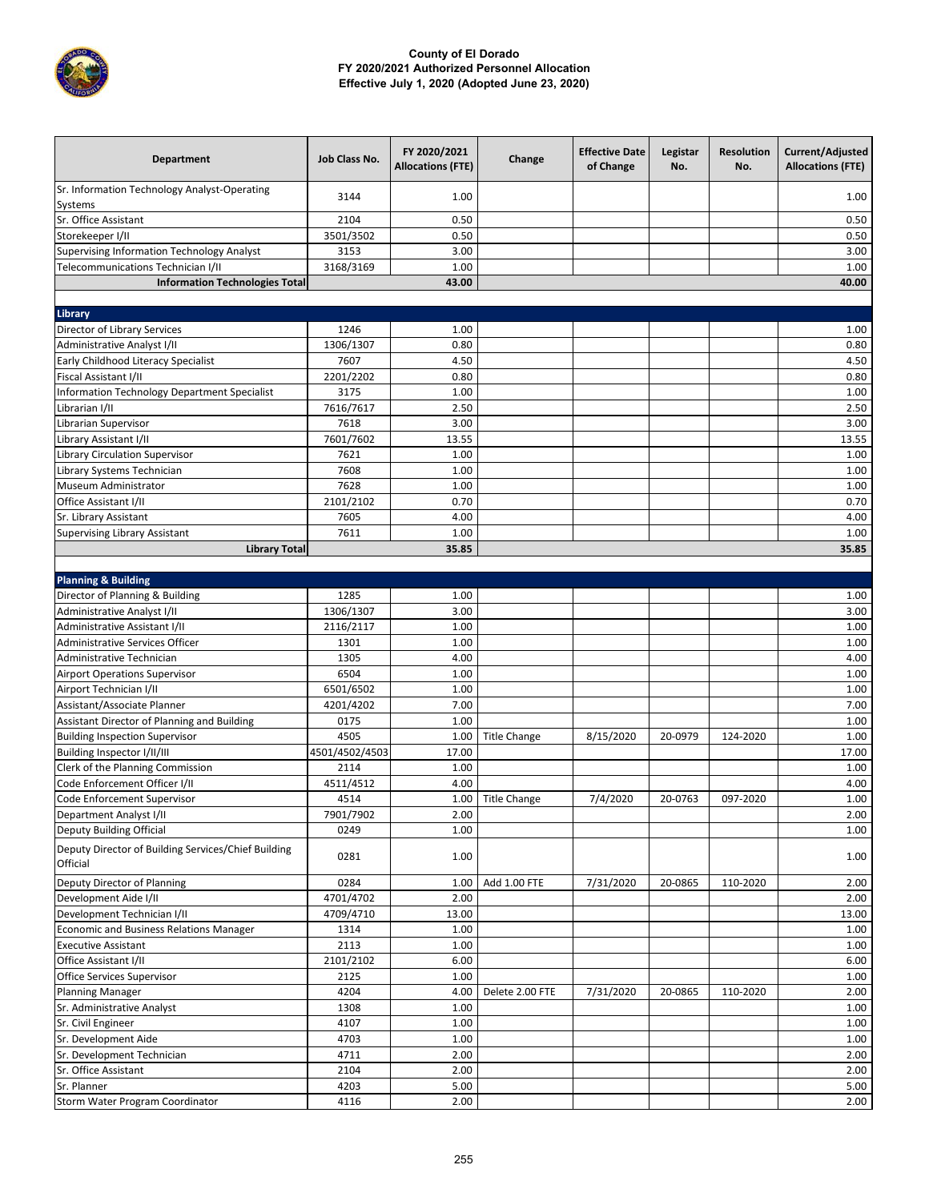# County of El Dorado
## FY 2020/2021 Authorized Personnel Allocation
### Effective July 1, 2020 (Adopted June 23, 2020)

| Department | Job Class No. | FY 2020/2021 Allocations (FTE) | Change | Effective Date of Change | Legistar No. | Resolution No. | Current/Adjusted Allocations (FTE) |
|---|---|---|---|---|---|---|---|
| Sr. Information Technology Analyst-Operating Systems | 3144 | 1.00 | | | | | 1.00 |
| Sr. Office Assistant | 2104 | 0.50 | | | | | 0.50 |
| Storekeeper I/II | 3501/3502 | 0.50 | | | | | 0.50 |
| Supervising Information Technology Analyst | 3153 | 3.00 | | | | | 3.00 |
| Telecommunications Technician I/II | 3168/3169 | 1.00 | | | | | 1.00 |
| **Information Technologies Total** | | **43.00** | | | | | **40.00** |
| | | | | | | | |
| **Library** | | | | | | | |
| Director of Library Services | 1246 | 1.00 | | | | | 1.00 |
| Administrative Analyst I/II | 1306/1307 | 0.80 | | | | | 0.80 |
| Early Childhood Literacy Specialist | 7607 | 4.50 | | | | | 4.50 |
| Fiscal Assistant I/II | 2201/2202 | 0.80 | | | | | 0.80 |
| Information Technology Department Specialist | 3175 | 1.00 | | | | | 1.00 |
| Librarian I/II | 7616/7617 | 2.50 | | | | | 2.50 |
| Librarian Supervisor | 7618 | 3.00 | | | | | 3.00 |
| Library Assistant I/II | 7601/7602 | 13.55 | | | | | 13.55 |
| Library Circulation Supervisor | 7621 | 1.00 | | | | | 1.00 |
| Library Systems Technician | 7608 | 1.00 | | | | | 1.00 |
| Museum Administrator | 7628 | 1.00 | | | | | 1.00 |
| Office Assistant I/II | 2101/2102 | 0.70 | | | | | 0.70 |
| Sr. Library Assistant | 7605 | 4.00 | | | | | 4.00 |
| Supervising Library Assistant | 7611 | 1.00 | | | | | 1.00 |
| **Library Total** | | **35.85** | | | | | **35.85** |
| | | | | | | | |
| **Planning & Building** | | | | | | | |
| Director of Planning & Building | 1285 | 1.00 | | | | | 1.00 |
| Administrative Analyst I/II | 1306/1307 | 3.00 | | | | | 3.00 |
| Administrative Assistant I/II | 2116/2117 | 1.00 | | | | | 1.00 |
| Administrative Services Officer | 1301 | 1.00 | | | | | 1.00 |
| Administrative Technician | 1305 | 4.00 | | | | | 4.00 |
| Airport Operations Supervisor | 6504 | 1.00 | | | | | 1.00 |
| Airport Technician I/II | 6501/6502 | 1.00 | | | | | 1.00 |
| Assistant/Associate Planner | 4201/4202 | 7.00 | | | | | 7.00 |
| Assistant Director of Planning and Building | 0175 | 1.00 | | | | | 1.00 |
| Building Inspection Supervisor | 4505 | 1.00 | Title Change | 8/15/2020 | 20-0979 | 124-2020 | 1.00 |
| Building Inspector I/II/III | 4501/4502/4503 | 17.00 | | | | | 17.00 |
| Clerk of the Planning Commission | 2114 | 1.00 | | | | | 1.00 |
| Code Enforcement Officer I/II | 4511/4512 | 4.00 | | | | | 4.00 |
| Code Enforcement Supervisor | 4514 | 1.00 | Title Change | 7/4/2020 | 20-0763 | 097-2020 | 1.00 |
| Department Analyst I/II | 7901/7902 | 2.00 | | | | | 2.00 |
| Deputy Building Official | 0249 | 1.00 | | | | | 1.00 |
| Deputy Director of Building Services/Chief Building Official | 0281 | 1.00 | | | | | 1.00 |
| Deputy Director of Planning | 0284 | 1.00 | Add 1.00 FTE | 7/31/2020 | 20-0865 | 110-2020 | 2.00 |
| Development Aide I/II | 4701/4702 | 2.00 | | | | | 2.00 |
| Development Technician I/II | 4709/4710 | 13.00 | | | | | 13.00 |
| Economic and Business Relations Manager | 1314 | 1.00 | | | | | 1.00 |
| Executive Assistant | 2113 | 1.00 | | | | | 1.00 |
| Office Assistant I/II | 2101/2102 | 6.00 | | | | | 6.00 |
| Office Services Supervisor | 2125 | 1.00 | | | | | 1.00 |
| Planning Manager | 4204 | 4.00 | Delete 2.00 FTE | 7/31/2020 | 20-0865 | 110-2020 | 2.00 |
| Sr. Administrative Analyst | 1308 | 1.00 | | | | | 1.00 |
| Sr. Civil Engineer | 4107 | 1.00 | | | | | 1.00 |
| Sr. Development Aide | 4703 | 1.00 | | | | | 1.00 |
| Sr. Development Technician | 4711 | 2.00 | | | | | 2.00 |
| Sr. Office Assistant | 2104 | 2.00 | | | | | 2.00 |
| Sr. Planner | 4203 | 5.00 | | | | | 5.00 |
| Storm Water Program Coordinator | 4116 | 2.00 | | | | | 2.00 |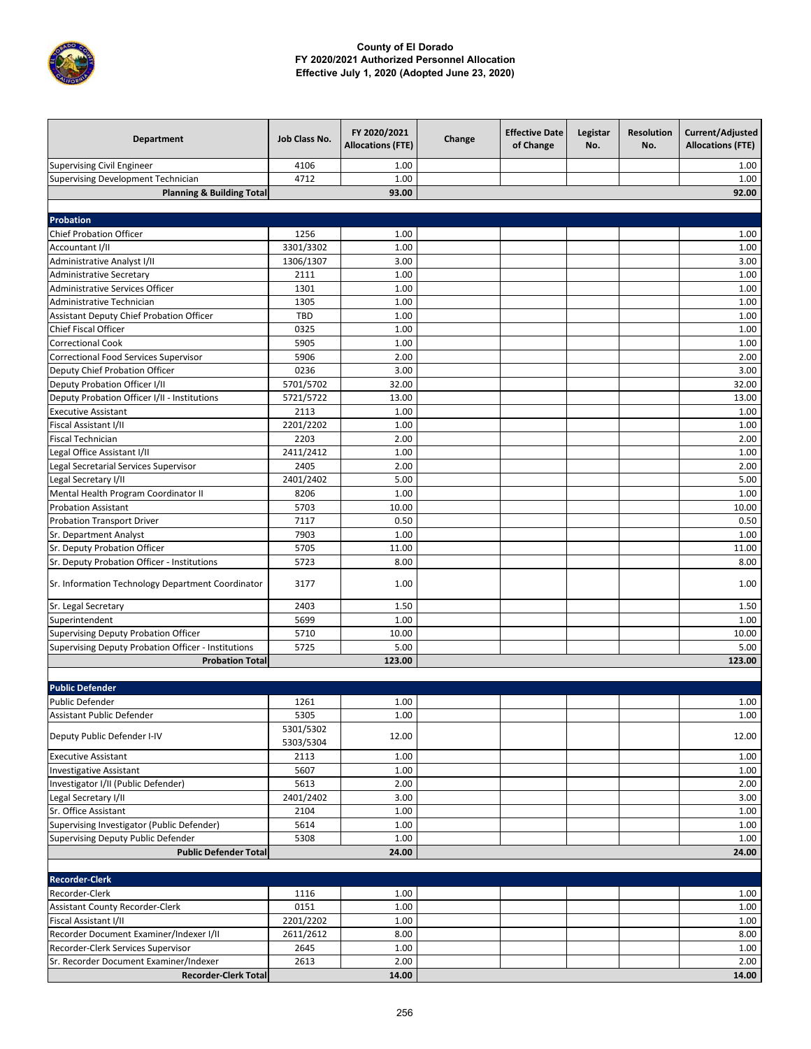# County of El Dorado
## FY 2020/2021 Authorized Personnel Allocation
### Effective July 1, 2020 (Adopted June 23, 2020)

| Department | Job Class No. | FY 2020/2021 Allocations (FTE) | Change | Effective Date of Change | Legistar No. | Resolution No. | Current/Adjusted Allocations (FTE) |
|---|---|---|---|---|---|---|---|
| Supervising Civil Engineer | 4106 | 1.00 | | | | | 1.00 |
| Supervising Development Technician | 4712 | 1.00 | | | | | 1.00 |
| **Planning & Building Total** | | **93.00** | | | | | **92.00** |
| | | | | | | | |
| **Probation** | | | | | | | |
| Chief Probation Officer | 1256 | 1.00 | | | | | 1.00 |
| Accountant I/II | 3301/3302 | 1.00 | | | | | 1.00 |
| Administrative Analyst I/II | 1306/1307 | 3.00 | | | | | 3.00 |
| Administrative Secretary | 2111 | 1.00 | | | | | 1.00 |
| Administrative Services Officer | 1301 | 1.00 | | | | | 1.00 |
| Administrative Technician | 1305 | 1.00 | | | | | 1.00 |
| Assistant Deputy Chief Probation Officer | TBD | 1.00 | | | | | 1.00 |
| Chief Fiscal Officer | 0325 | 1.00 | | | | | 1.00 |
| Correctional Cook | 5905 | 1.00 | | | | | 1.00 |
| Correctional Food Services Supervisor | 5906 | 2.00 | | | | | 2.00 |
| Deputy Chief Probation Officer | 0236 | 3.00 | | | | | 3.00 |
| Deputy Probation Officer I/II | 5701/5702 | 32.00 | | | | | 32.00 |
| Deputy Probation Officer I/II - Institutions | 5721/5722 | 13.00 | | | | | 13.00 |
| Executive Assistant | 2113 | 1.00 | | | | | 1.00 |
| Fiscal Assistant I/II | 2201/2202 | 1.00 | | | | | 1.00 |
| Fiscal Technician | 2203 | 2.00 | | | | | 2.00 |
| Legal Office Assistant I/II | 2411/2412 | 1.00 | | | | | 1.00 |
| Legal Secretarial Services Supervisor | 2405 | 2.00 | | | | | 2.00 |
| Legal Secretary I/II | 2401/2402 | 5.00 | | | | | 5.00 |
| Mental Health Program Coordinator II | 8206 | 1.00 | | | | | 1.00 |
| Probation Assistant | 5703 | 10.00 | | | | | 10.00 |
| Probation Transport Driver | 7117 | 0.50 | | | | | 0.50 |
| Sr. Department Analyst | 7903 | 1.00 | | | | | 1.00 |
| Sr. Deputy Probation Officer | 5705 | 11.00 | | | | | 11.00 |
| Sr. Deputy Probation Officer - Institutions | 5723 | 8.00 | | | | | 8.00 |
| Sr. Information Technology Department Coordinator | 3177 | 1.00 | | | | | 1.00 |
| Sr. Legal Secretary | 2403 | 1.50 | | | | | 1.50 |
| Superintendent | 5699 | 1.00 | | | | | 1.00 |
| Supervising Deputy Probation Officer | 5710 | 10.00 | | | | | 10.00 |
| Supervising Deputy Probation Officer - Institutions | 5725 | 5.00 | | | | | 5.00 |
| **Probation Total** | | **123.00** | | | | | **123.00** |
| | | | | | | | |
| **Public Defender** | | | | | | | |
| Public Defender | 1261 | 1.00 | | | | | 1.00 |
| Assistant Public Defender | 5305 | 1.00 | | | | | 1.00 |
| Deputy Public Defender I-IV | 5301/5302 5303/5304 | 12.00 | | | | | 12.00 |
| Executive Assistant | 2113 | 1.00 | | | | | 1.00 |
| Investigative Assistant | 5607 | 1.00 | | | | | 1.00 |
| Investigator I/II (Public Defender) | 5613 | 2.00 | | | | | 2.00 |
| Legal Secretary I/II | 2401/2402 | 3.00 | | | | | 3.00 |
| Sr. Office Assistant | 2104 | 1.00 | | | | | 1.00 |
| Supervising Investigator (Public Defender) | 5614 | 1.00 | | | | | 1.00 |
| Supervising Deputy Public Defender | 5308 | 1.00 | | | | | 1.00 |
| **Public Defender Total** | | **24.00** | | | | | **24.00** |
| | | | | | | | |
| **Recorder-Clerk** | | | | | | | |
| Recorder-Clerk | 1116 | 1.00 | | | | | 1.00 |
| Assistant County Recorder-Clerk | 0151 | 1.00 | | | | | 1.00 |
| Fiscal Assistant I/II | 2201/2202 | 1.00 | | | | | 1.00 |
| Recorder Document Examiner/Indexer I/II | 2611/2612 | 8.00 | | | | | 8.00 |
| Recorder-Clerk Services Supervisor | 2645 | 1.00 | | | | | 1.00 |
| Sr. Recorder Document Examiner/Indexer | 2613 | 2.00 | | | | | 2.00 |
| **Recorder-Clerk Total** | | **14.00** | | | | | **14.00** |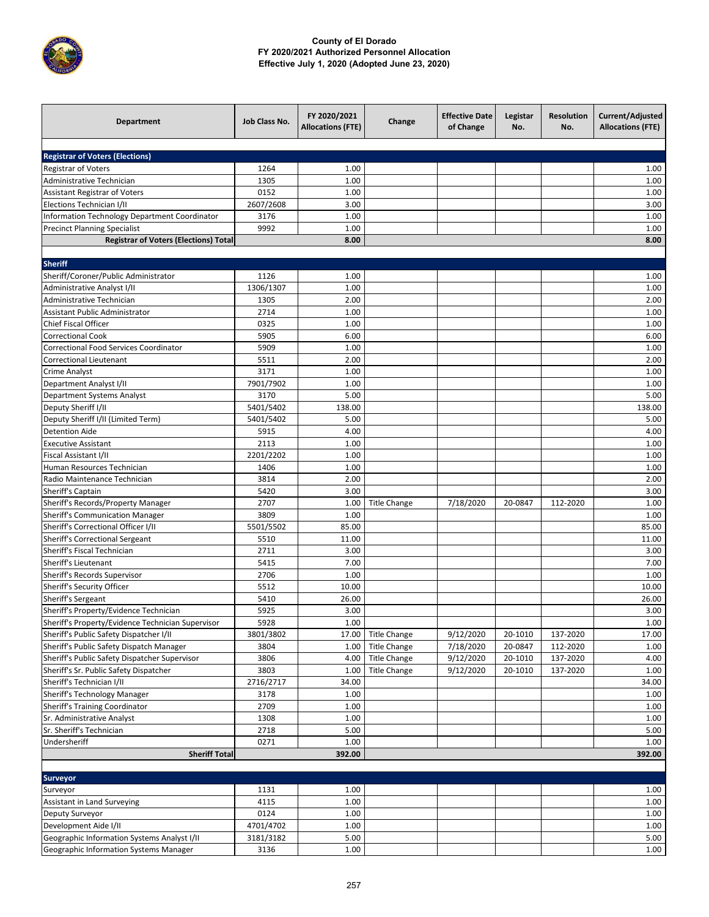**County of El Dorado**
**FY 2020/2021 Authorized Personnel Allocation**
**Effective July 1, 2020 (Adopted June 23, 2020)**

| Department | Job Class No. | FY 2020/2021 Allocations (FTE) | Change | Effective Date of Change | Legistar No. | Resolution No. | Current/Adjusted Allocations (FTE) |
|---|---|---|---|---|---|---|---|
| **Registrar of Voters (Elections)** | | | | | | | |
| Registrar of Voters | 1264 | 1.00 | | | | | 1.00 |
| Administrative Technician | 1305 | 1.00 | | | | | 1.00 |
| Assistant Registrar of Voters | 0152 | 1.00 | | | | | 1.00 |
| Elections Technician I/II | 2607/2608 | 3.00 | | | | | 3.00 |
| Information Technology Department Coordinator | 3176 | 1.00 | | | | | 1.00 |
| Precinct Planning Specialist | 9992 | 1.00 | | | | | 1.00 |
| **Registrar of Voters (Elections) Total** | | **8.00** | | | | | **8.00** |
| **Sheriff** | | | | | | | |
| Sheriff/Coroner/Public Administrator | 1126 | 1.00 | | | | | 1.00 |
| Administrative Analyst I/II | 1306/1307 | 1.00 | | | | | 1.00 |
| Administrative Technician | 1305 | 2.00 | | | | | 2.00 |
| Assistant Public Administrator | 2714 | 1.00 | | | | | 1.00 |
| Chief Fiscal Officer | 0325 | 1.00 | | | | | 1.00 |
| Correctional Cook | 5905 | 6.00 | | | | | 6.00 |
| Correctional Food Services Coordinator | 5909 | 1.00 | | | | | 1.00 |
| Correctional Lieutenant | 5511 | 2.00 | | | | | 2.00 |
| Crime Analyst | 3171 | 1.00 | | | | | 1.00 |
| Department Analyst I/II | 7901/7902 | 1.00 | | | | | 1.00 |
| Department Systems Analyst | 3170 | 5.00 | | | | | 5.00 |
| Deputy Sheriff I/II | 5401/5402 | 138.00 | | | | | 138.00 |
| Deputy Sheriff I/II (Limited Term) | 5401/5402 | 5.00 | | | | | 5.00 |
| Detention Aide | 5915 | 4.00 | | | | | 4.00 |
| Executive Assistant | 2113 | 1.00 | | | | | 1.00 |
| Fiscal Assistant I/II | 2201/2202 | 1.00 | | | | | 1.00 |
| Human Resources Technician | 1406 | 1.00 | | | | | 1.00 |
| Radio Maintenance Technician | 3814 | 2.00 | | | | | 2.00 |
| Sheriff's Captain | 5420 | 3.00 | | | | | 3.00 |
| Sheriff's Records/Property Manager | 2707 | 1.00 | Title Change | 7/18/2020 | 20-0847 | 112-2020 | 1.00 |
| Sheriff's Communication Manager | 3809 | 1.00 | | | | | 1.00 |
| Sheriff's Correctional Officer I/II | 5501/5502 | 85.00 | | | | | 85.00 |
| Sheriff's Correctional Sergeant | 5510 | 11.00 | | | | | 11.00 |
| Sheriff's Fiscal Technician | 2711 | 3.00 | | | | | 3.00 |
| Sheriff's Lieutenant | 5415 | 7.00 | | | | | 7.00 |
| Sheriff's Records Supervisor | 2706 | 1.00 | | | | | 1.00 |
| Sheriff's Security Officer | 5512 | 10.00 | | | | | 10.00 |
| Sheriff's Sergeant | 5410 | 26.00 | | | | | 26.00 |
| Sheriff's Property/Evidence Technician | 5925 | 3.00 | | | | | 3.00 |
| Sheriff's Property/Evidence Technician Supervisor | 5928 | 1.00 | | | | | 1.00 |
| Sheriff's Public Safety Dispatcher I/II | 3801/3802 | 17.00 | Title Change | 9/12/2020 | 20-1010 | 137-2020 | 17.00 |
| Sheriff's Public Safety Dispatch Manager | 3804 | 1.00 | Title Change | 7/18/2020 | 20-0847 | 112-2020 | 1.00 |
| Sheriff's Public Safety Dispatcher Supervisor | 3806 | 4.00 | Title Change | 9/12/2020 | 20-1010 | 137-2020 | 4.00 |
| Sheriff's Sr. Public Safety Dispatcher | 3803 | 1.00 | Title Change | 9/12/2020 | 20-1010 | 137-2020 | 1.00 |
| Sheriff's Technician I/II | 2716/2717 | 34.00 | | | | | 34.00 |
| Sheriff's Technology Manager | 3178 | 1.00 | | | | | 1.00 |
| Sheriff's Training Coordinator | 2709 | 1.00 | | | | | 1.00 |
| Sr. Administrative Analyst | 1308 | 1.00 | | | | | 1.00 |
| Sr. Sheriff's Technician | 2718 | 5.00 | | | | | 5.00 |
| Undersheriff | 0271 | 1.00 | | | | | 1.00 |
| **Sheriff Total** | | **392.00** | | | | | **392.00** |
| **Surveyor** | | | | | | | |
| Surveyor | 1131 | 1.00 | | | | | 1.00 |
| Assistant in Land Surveying | 4115 | 1.00 | | | | | 1.00 |
| Deputy Surveyor | 0124 | 1.00 | | | | | 1.00 |
| Development Aide I/II | 4701/4702 | 1.00 | | | | | 1.00 |
| Geographic Information Systems Analyst I/II | 3181/3182 | 5.00 | | | | | 5.00 |
| Geographic Information Systems Manager | 3136 | 1.00 | | | | | 1.00 |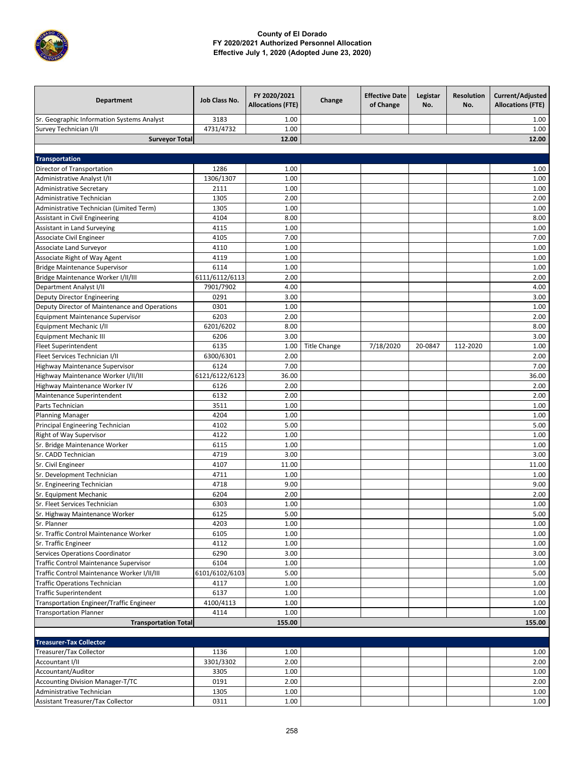# County of El Dorado
## FY 2020/2021 Authorized Personnel Allocation
### Effective July 1, 2020 (Adopted June 23, 2020)

| Department | Job Class No. | FY 2020/2021 Allocations (FTE) | Change | Effective Date of Change | Legistar No. | Resolution No. | Current/Adjusted Allocations (FTE) |
|---|---|---|---|---|---|---|---|
| Sr. Geographic Information Systems Analyst | 3183 | 1.00 | | | | | 1.00 |
| Survey Technician I/II | 4731/4732 | 1.00 | | | | | 1.00 |
| **Surveyor Total** | | **12.00** | | | | | **12.00** |
| | | | | | | | |
| **Transportation** | | | | | | | |
| Director of Transportation | 1286 | 1.00 | | | | | 1.00 |
| Administrative Analyst I/II | 1306/1307 | 1.00 | | | | | 1.00 |
| Administrative Secretary | 2111 | 1.00 | | | | | 1.00 |
| Administrative Technician | 1305 | 2.00 | | | | | 2.00 |
| Administrative Technician (Limited Term) | 1305 | 1.00 | | | | | 1.00 |
| Assistant in Civil Engineering | 4104 | 8.00 | | | | | 8.00 |
| Assistant in Land Surveying | 4115 | 1.00 | | | | | 1.00 |
| Associate Civil Engineer | 4105 | 7.00 | | | | | 7.00 |
| Associate Land Surveyor | 4110 | 1.00 | | | | | 1.00 |
| Associate Right of Way Agent | 4119 | 1.00 | | | | | 1.00 |
| Bridge Maintenance Supervisor | 6114 | 1.00 | | | | | 1.00 |
| Bridge Maintenance Worker I/II/III | 6111/6112/6113 | 2.00 | | | | | 2.00 |
| Department Analyst I/II | 7901/7902 | 4.00 | | | | | 4.00 |
| Deputy Director Engineering | 0291 | 3.00 | | | | | 3.00 |
| Deputy Director of Maintenance and Operations | 0301 | 1.00 | | | | | 1.00 |
| Equipment Maintenance Supervisor | 6203 | 2.00 | | | | | 2.00 |
| Equipment Mechanic I/II | 6201/6202 | 8.00 | | | | | 8.00 |
| Equipment Mechanic III | 6206 | 3.00 | | | | | 3.00 |
| Fleet Superintendent | 6135 | 1.00 | Title Change | 7/18/2020 | 20-0847 | 112-2020 | 1.00 |
| Fleet Services Technician I/II | 6300/6301 | 2.00 | | | | | 2.00 |
| Highway Maintenance Supervisor | 6124 | 7.00 | | | | | 7.00 |
| Highway Maintenance Worker I/II/III | 6121/6122/6123 | 36.00 | | | | | 36.00 |
| Highway Maintenance Worker IV | 6126 | 2.00 | | | | | 2.00 |
| Maintenance Superintendent | 6132 | 2.00 | | | | | 2.00 |
| Parts Technician | 3511 | 1.00 | | | | | 1.00 |
| Planning Manager | 4204 | 1.00 | | | | | 1.00 |
| Principal Engineering Technician | 4102 | 5.00 | | | | | 5.00 |
| Right of Way Supervisor | 4122 | 1.00 | | | | | 1.00 |
| Sr. Bridge Maintenance Worker | 6115 | 1.00 | | | | | 1.00 |
| Sr. CADD Technician | 4719 | 3.00 | | | | | 3.00 |
| Sr. Civil Engineer | 4107 | 11.00 | | | | | 11.00 |
| Sr. Development Technician | 4711 | 1.00 | | | | | 1.00 |
| Sr. Engineering Technician | 4718 | 9.00 | | | | | 9.00 |
| Sr. Equipment Mechanic | 6204 | 2.00 | | | | | 2.00 |
| Sr. Fleet Services Technician | 6303 | 1.00 | | | | | 1.00 |
| Sr. Highway Maintenance Worker | 6125 | 5.00 | | | | | 5.00 |
| Sr. Planner | 4203 | 1.00 | | | | | 1.00 |
| Sr. Traffic Control Maintenance Worker | 6105 | 1.00 | | | | | 1.00 |
| Sr. Traffic Engineer | 4112 | 1.00 | | | | | 1.00 |
| Services Operations Coordinator | 6290 | 3.00 | | | | | 3.00 |
| Traffic Control Maintenance Supervisor | 6104 | 1.00 | | | | | 1.00 |
| Traffic Control Maintenance Worker I/II/III | 6101/6102/6103 | 5.00 | | | | | 5.00 |
| Traffic Operations Technician | 4117 | 1.00 | | | | | 1.00 |
| Traffic Superintendent | 6137 | 1.00 | | | | | 1.00 |
| Transportation Engineer/Traffic Engineer | 4100/4113 | 1.00 | | | | | 1.00 |
| Transportation Planner | 4114 | 1.00 | | | | | 1.00 |
| **Transportation Total** | | **155.00** | | | | | **155.00** |
| | | | | | | | |
| **Treasurer-Tax Collector** | | | | | | | |
| Treasurer/Tax Collector | 1136 | 1.00 | | | | | 1.00 |
| Accountant I/II | 3301/3302 | 2.00 | | | | | 2.00 |
| Accountant/Auditor | 3305 | 1.00 | | | | | 1.00 |
| Accounting Division Manager-T/TC | 0191 | 2.00 | | | | | 2.00 |
| Administrative Technician | 1305 | 1.00 | | | | | 1.00 |
| Assistant Treasurer/Tax Collector | 0311 | 1.00 | | | | | 1.00 |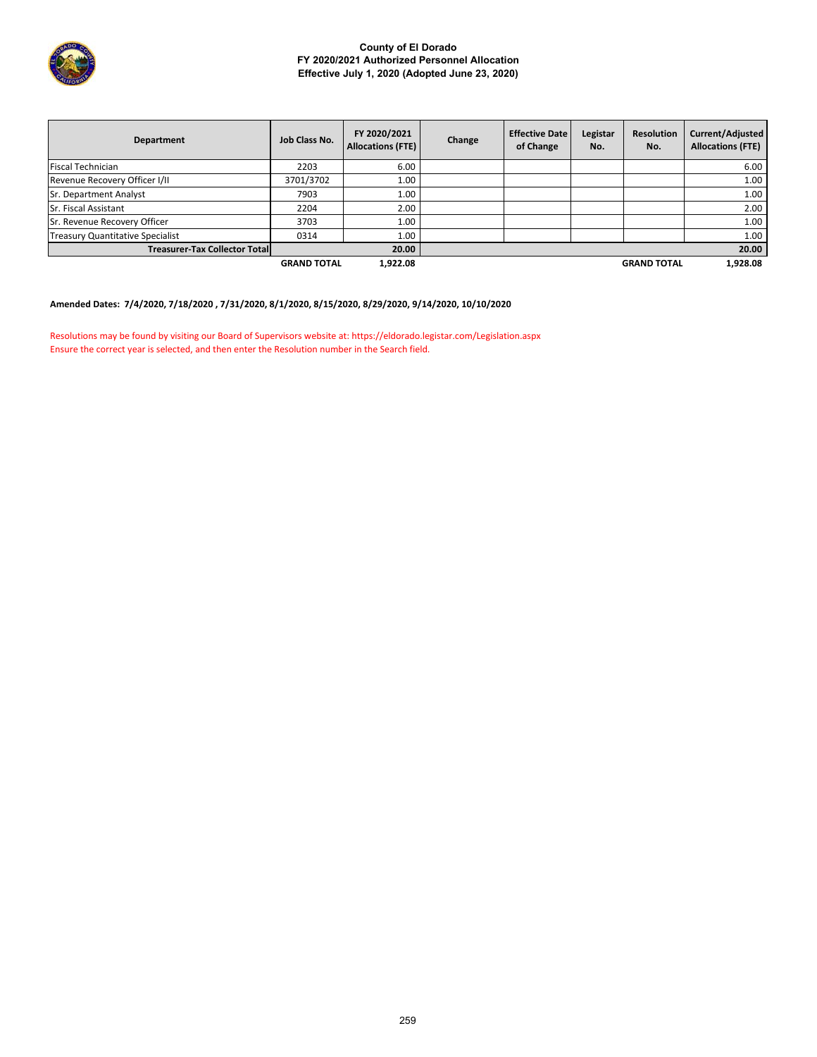**County of El Dorado**
**FY 2020/2021 Authorized Personnel Allocation**
**Effective July 1, 2020 (Adopted June 23, 2020)**

| Department | Job Class No. | FY 2020/2021 Allocations (FTE) | Change | Effective Date of Change | Legistar No. | Resolution No. | Current/Adjusted Allocations (FTE) |
|---|---|---|---|---|---|---|---|
| Fiscal Technician | 2203 | 6.00 | | | | | 6.00 |
| Revenue Recovery Officer I/II | 3701/3702 | 1.00 | | | | | 1.00 |
| Sr. Department Analyst | 7903 | 1.00 | | | | | 1.00 |
| Sr. Fiscal Assistant | 2204 | 2.00 | | | | | 2.00 |
| Sr. Revenue Recovery Officer | 3703 | 1.00 | | | | | 1.00 |
| Treasury Quantitative Specialist | 0314 | 1.00 | | | | | 1.00 |
| **Treasurer-Tax Collector Total** | | **20.00** | | | | | **20.00** |
| | **GRAND TOTAL** | **1,922.08** | | | | **GRAND TOTAL** | **1,928.08** |

**Amended Dates: 7/4/2020, 7/18/2020 , 7/31/2020, 8/1/2020, 8/15/2020, 8/29/2020, 9/14/2020, 10/10/2020**

Resolutions may be found by visiting our Board of Supervisors website at: https://eldorado.legistar.com/Legislation.aspx
Ensure the correct year is selected, and then enter the Resolution number in the Search field.